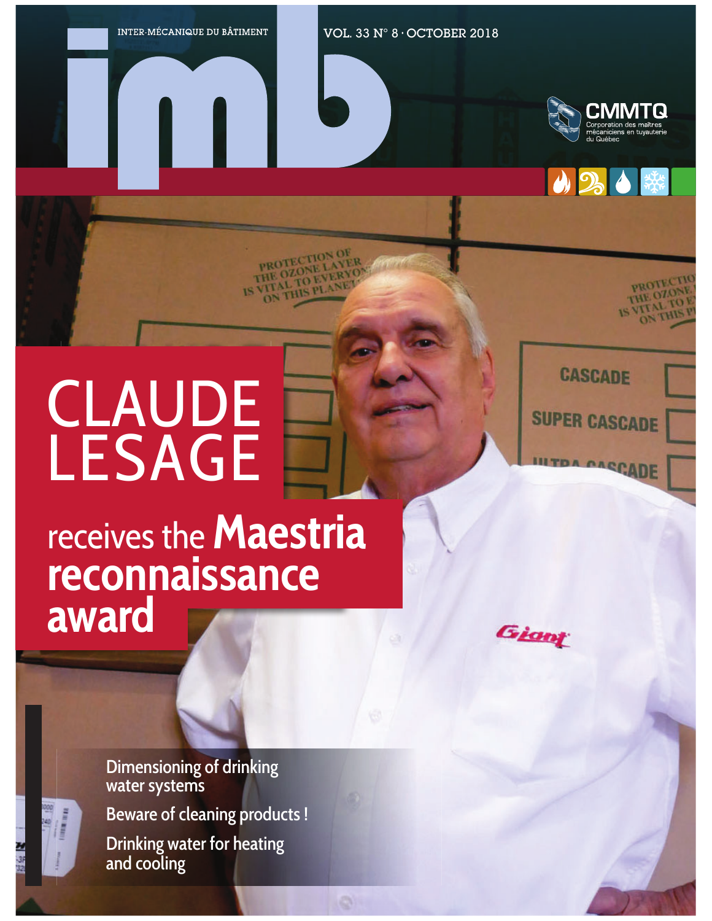INTER-MÉCANIQUE DU BÂTIMENT

# imb

VOL. 33 N° 8 · OCTOBER 2018

CMMTQ
Corporation des maîtres mécaniciens en tuyauterie du Québec

# CLAUDE LESAGE

## receives the **Maestria reconnaissance award**

Dimensioning of drinking water systems

Beware of cleaning products !

Drinking water for heating and cooling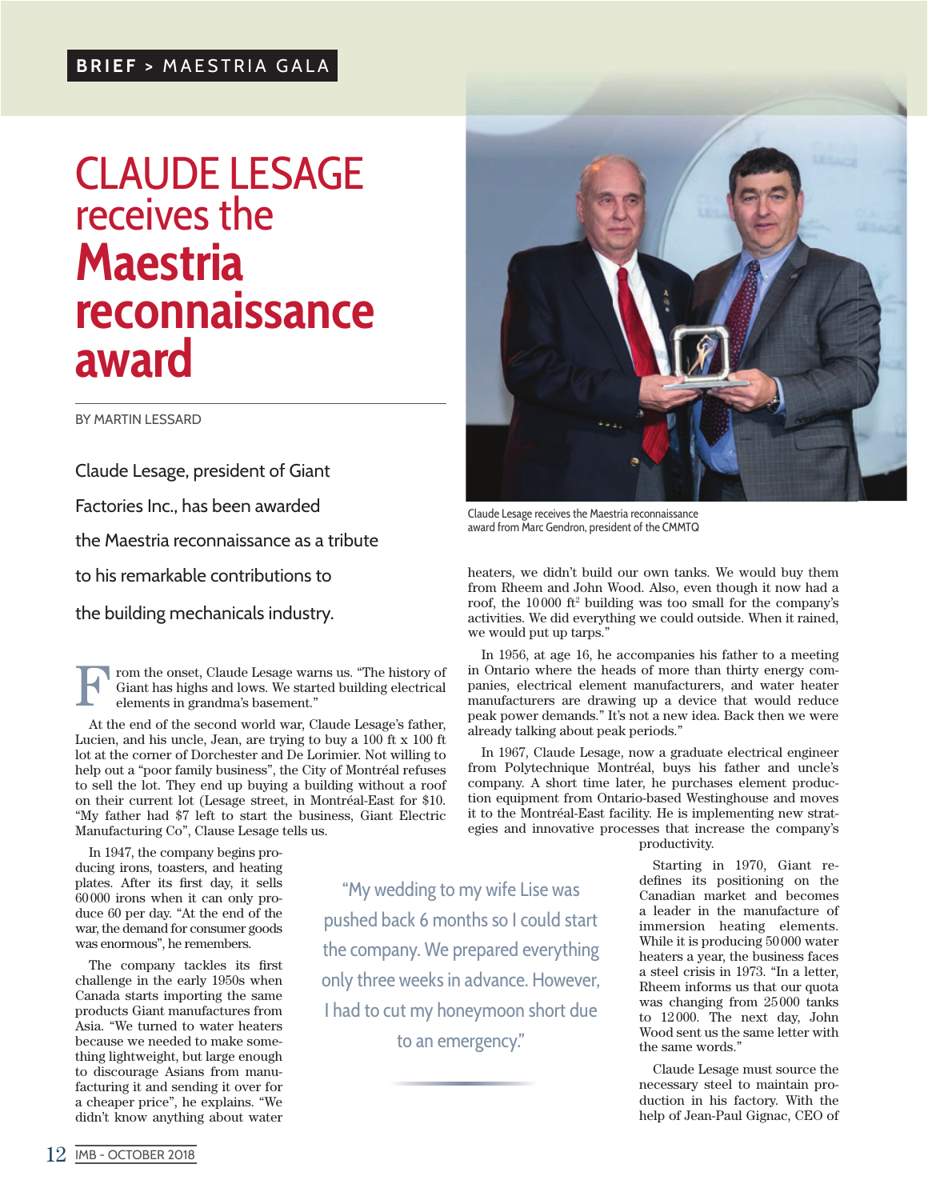BRIEF > MAESTRIA GALA

# CLAUDE LESAGE receives the **Maestria reconnaissance award**

BY MARTIN LESSARD

Claude Lesage, president of Giant Factories Inc., has been awarded the Maestria reconnaissance as a tribute to his remarkable contributions to the building mechanicals industry.

Claude Lesage receives the Maestria reconnaissance award from Marc Gendron, president of the CMMTQ

From the onset, Claude Lesage warns us. "The history of Giant has highs and lows. We started building electrical elements in grandma's basement."

At the end of the second world war, Claude Lesage's father, Lucien, and his uncle, Jean, are trying to buy a 100 ft x 100 ft lot at the corner of Dorchester and De Lorimier. Not willing to help out a "poor family business", the City of Montréal refuses to sell the lot. They end up buying a building without a roof on their current lot (Lesage street, in Montréal-East for $10. "My father had $7 left to start the business, Giant Electric Manufacturing Co", Clause Lesage tells us.

In 1947, the company begins producing irons, toasters, and heating plates. After its first day, it sells 60 000 irons when it can only produce 60 per day. "At the end of the war, the demand for consumer goods was enormous", he remembers.

The company tackles its first challenge in the early 1950s when Canada starts importing the same products Giant manufactures from Asia. "We turned to water heaters because we needed to make something lightweight, but large enough to discourage Asians from manufacturing it and sending it over for a cheaper price", he explains. "We didn't know anything about water heaters, we didn't build our own tanks. We would buy them from Rheem and John Wood. Also, even though it now had a roof, the 10 000 ft² building was too small for the company's activities. We did everything we could outside. When it rained, we would put up tarps."

In 1956, at age 16, he accompanies his father to a meeting in Ontario where the heads of more than thirty energy companies, electrical element manufacturers, and water heater manufacturers are drawing up a device that would reduce peak power demands." It's not a new idea. Back then we were already talking about peak periods."

In 1967, Claude Lesage, now a graduate electrical engineer from Polytechnique Montréal, buys his father and uncle's company. A short time later, he purchases element production equipment from Ontario-based Westinghouse and moves it to the Montréal-East facility. He is implementing new strategies and innovative processes that increase the company's productivity.

> "My wedding to my wife Lise was pushed back 6 months so I could start the company. We prepared everything only three weeks in advance. However, I had to cut my honeymoon short due to an emergency."

Starting in 1970, Giant redefines its positioning on the Canadian market and becomes a leader in the manufacture of immersion heating elements. While it is producing 50 000 water heaters a year, the business faces a steel crisis in 1973. "In a letter, Rheem informs us that our quota was changing from 25 000 tanks to 12 000. The next day, John Wood sent us the same letter with the same words."

Claude Lesage must source the necessary steel to maintain production in his factory. With the help of Jean-Paul Gignac, CEO of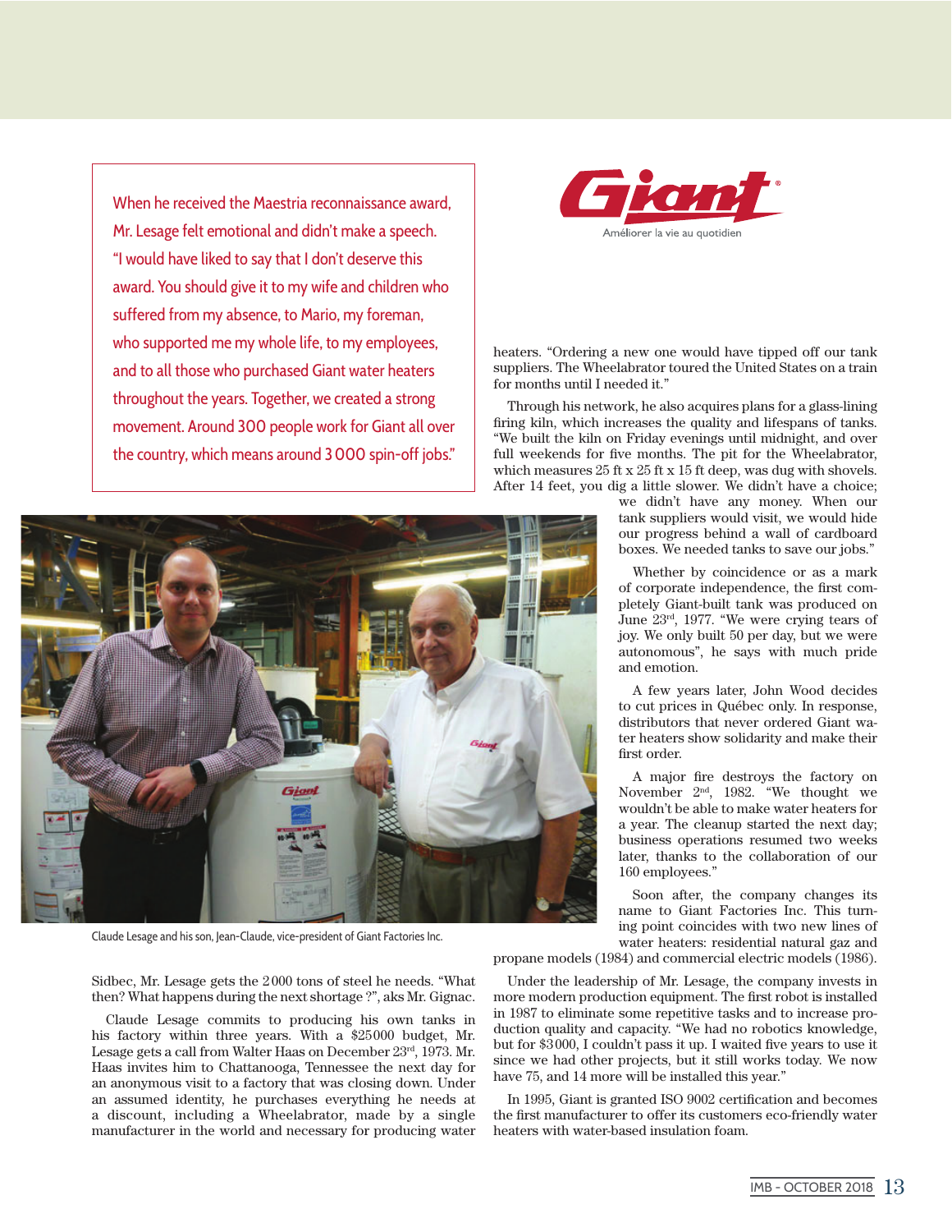When he received the Maestria reconnaissance award, Mr. Lesage felt emotional and didn't make a speech. "I would have liked to say that I don't deserve this award. You should give it to my wife and children who suffered from my absence, to Mario, my foreman, who supported me my whole life, to my employees, and to all those who purchased Giant water heaters throughout the years. Together, we created a strong movement. Around 300 people work for Giant all over the country, which means around 3 000 spin-off jobs."

Giant®
Améliorer la vie au quotidien

Claude Lesage and his son, Jean-Claude, vice-president of Giant Factories Inc.

Sidbec, Mr. Lesage gets the 2 000 tons of steel he needs. "What then? What happens during the next shortage ?", aks Mr. Gignac.

Claude Lesage commits to producing his own tanks in his factory within three years. With a $25 000 budget, Mr. Lesage gets a call from Walter Haas on December 23rd, 1973. Mr. Haas invites him to Chattanooga, Tennessee the next day for an anonymous visit to a factory that was closing down. Under an assumed identity, he purchases everything he needs at a discount, including a Wheelabrator, made by a single manufacturer in the world and necessary for producing water heaters. "Ordering a new one would have tipped off our tank suppliers. The Wheelabrator toured the United States on a train for months until I needed it."

Through his network, he also acquires plans for a glass-lining firing kiln, which increases the quality and lifespans of tanks. "We built the kiln on Friday evenings until midnight, and over full weekends for five months. The pit for the Wheelabrator, which measures 25 ft x 25 ft x 15 ft deep, was dug with shovels. After 14 feet, you dig a little slower. We didn't have a choice; we didn't have any money. When our tank suppliers would visit, we would hide our progress behind a wall of cardboard boxes. We needed tanks to save our jobs."

Whether by coincidence or as a mark of corporate independence, the first completely Giant-built tank was produced on June 23rd, 1977. "We were crying tears of joy. We only built 50 per day, but we were autonomous", he says with much pride and emotion.

A few years later, John Wood decides to cut prices in Québec only. In response, distributors that never ordered Giant water heaters show solidarity and make their first order.

A major fire destroys the factory on November 2nd, 1982. "We thought we wouldn't be able to make water heaters for a year. The cleanup started the next day; business operations resumed two weeks later, thanks to the collaboration of our 160 employees."

Soon after, the company changes its name to Giant Factories Inc. This turning point coincides with two new lines of water heaters: residential natural gaz and propane models (1984) and commercial electric models (1986).

Under the leadership of Mr. Lesage, the company invests in more modern production equipment. The first robot is installed in 1987 to eliminate some repetitive tasks and to increase production quality and capacity. "We had no robotics knowledge, but for $3 000, I couldn't pass it up. I waited five years to use it since we had other projects, but it still works today. We now have 75, and 14 more will be installed this year."

In 1995, Giant is granted ISO 9002 certification and becomes the first manufacturer to offer its customers eco-friendly water heaters with water-based insulation foam.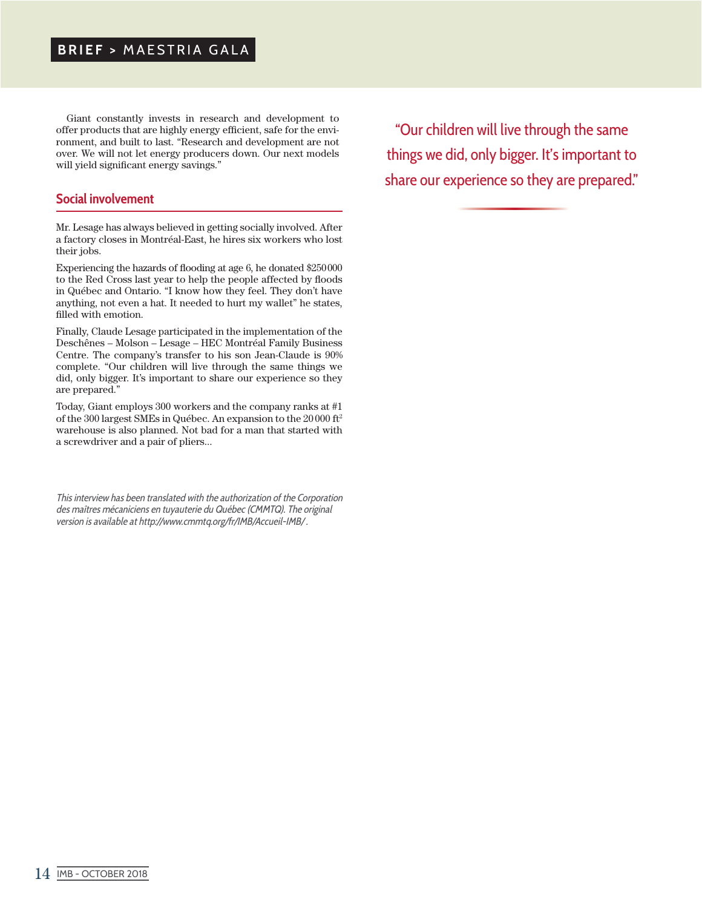Giant constantly invests in research and development to offer products that are highly energy efficient, safe for the environment, and built to last. "Research and development are not over. We will not let energy producers down. Our next models will yield significant energy savings."

## Social involvement

Mr. Lesage has always believed in getting socially involved. After a factory closes in Montréal-East, he hires six workers who lost their jobs.

Experiencing the hazards of flooding at age 6, he donated $250 000 to the Red Cross last year to help the people affected by floods in Québec and Ontario. "I know how they feel. They don't have anything, not even a hat. It needed to hurt my wallet" he states, filled with emotion.

Finally, Claude Lesage participated in the implementation of the Deschênes – Molson – Lesage – HEC Montréal Family Business Centre. The company's transfer to his son Jean-Claude is 90% complete. "Our children will live through the same things we did, only bigger. It's important to share our experience so they are prepared."

Today, Giant employs 300 workers and the company ranks at #1 of the 300 largest SMEs in Québec. An expansion to the 20 000 ft$^2$ warehouse is also planned. Not bad for a man that started with a screwdriver and a pair of pliers...

*This interview has been translated with the authorization of the Corporation des maîtres mécaniciens en tuyauterie du Québec (CMMTQ). The original version is available at http://www.cmmtq.org/fr/IMB/Accueil-IMB/.*

"Our children will live through the same things we did, only bigger. It's important to share our experience so they are prepared."